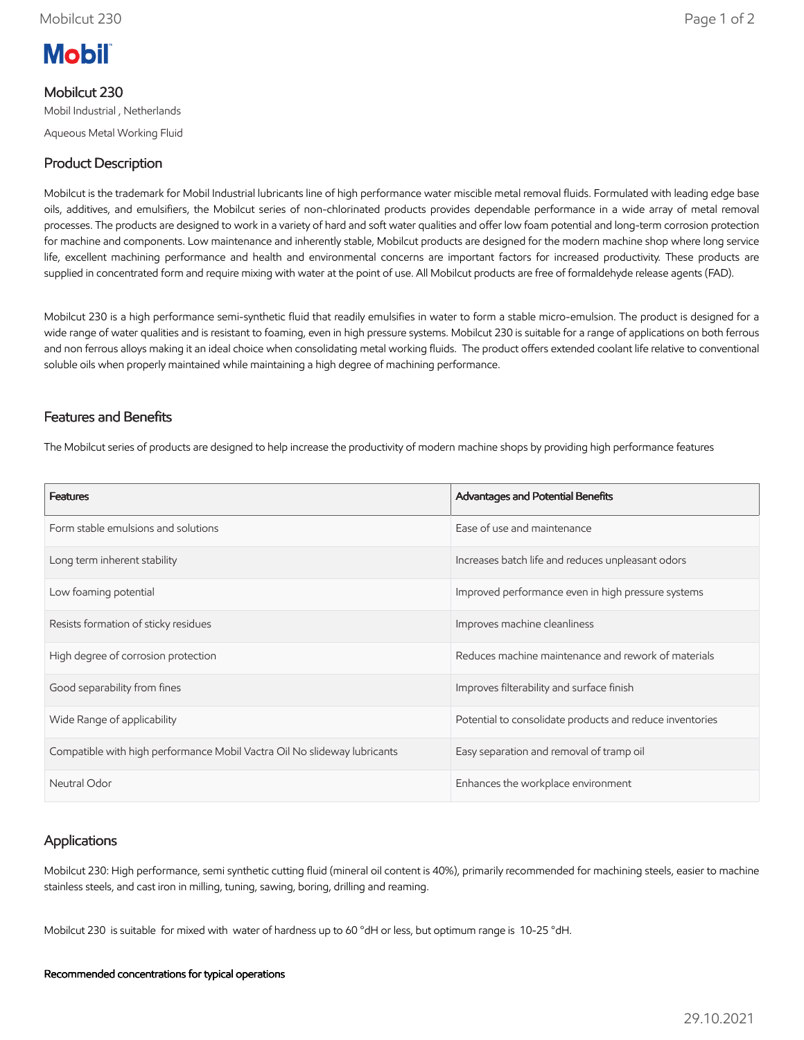Mobil

# Mobilcut 230

Mobil Industrial , Netherlands

Aqueous Metal Working Fluid

## Product Description

Mobilcut is the trademark for Mobil Industrial lubricants line of high performance water miscible metal removal fluids. Formulated with leading edge base oils, additives, and emulsifiers, the Mobilcut series of non-chlorinated products provides dependable performance in a wide array of metal removal processes. The products are designed to work in a variety of hard and soft water qualities and offer low foam potential and long-term corrosion protection for machine and components. Low maintenance and inherently stable, Mobilcut products are designed for the modern machine shop where long service life, excellent machining performance and health and environmental concerns are important factors for increased productivity. These products are supplied in concentrated form and require mixing with water at the point of use. All Mobilcut products are free of formaldehyde release agents (FAD).

Mobilcut 230 is a high performance semi-synthetic fluid that readily emulsifies in water to form a stable micro-emulsion. The product is designed for a wide range of water qualities and is resistant to foaming, even in high pressure systems. Mobilcut 230 is suitable for a range of applications on both ferrous and non ferrous alloys making it an ideal choice when consolidating metal working fluids. The product offers extended coolant life relative to conventional soluble oils when properly maintained while maintaining a high degree of machining performance.

## Features and Benefits

The Mobilcut series of products are designed to help increase the productivity of modern machine shops by providing high performance features

| Features | Advantages and Potential Benefits |
| --- | --- |
| Form stable emulsions and solutions | Ease of use and maintenance |
| Long term inherent stability | Increases batch life and reduces unpleasant odors |
| Low foaming potential | Improved performance even in high pressure systems |
| Resists formation of sticky residues | Improves machine cleanliness |
| High degree of corrosion protection | Reduces machine maintenance and rework of materials |
| Good separability from fines | Improves filterability and surface finish |
| Wide Range of applicability | Potential to consolidate products and reduce inventories |
| Compatible with high performance Mobil Vactra Oil No slideway lubricants | Easy separation and removal of tramp oil |
| Neutral Odor | Enhances the workplace environment |

## Applications

Mobilcut 230: High performance, semi synthetic cutting fluid (mineral oil content is 40%), primarily recommended for machining steels, easier to machine stainless steels, and cast iron in milling, tuning, sawing, boring, drilling and reaming.

Mobilcut 230 is suitable for mixed with water of hardness up to 60 °dH or less, but optimum range is 10-25 °dH.

**Recommended concentrations for typical operations**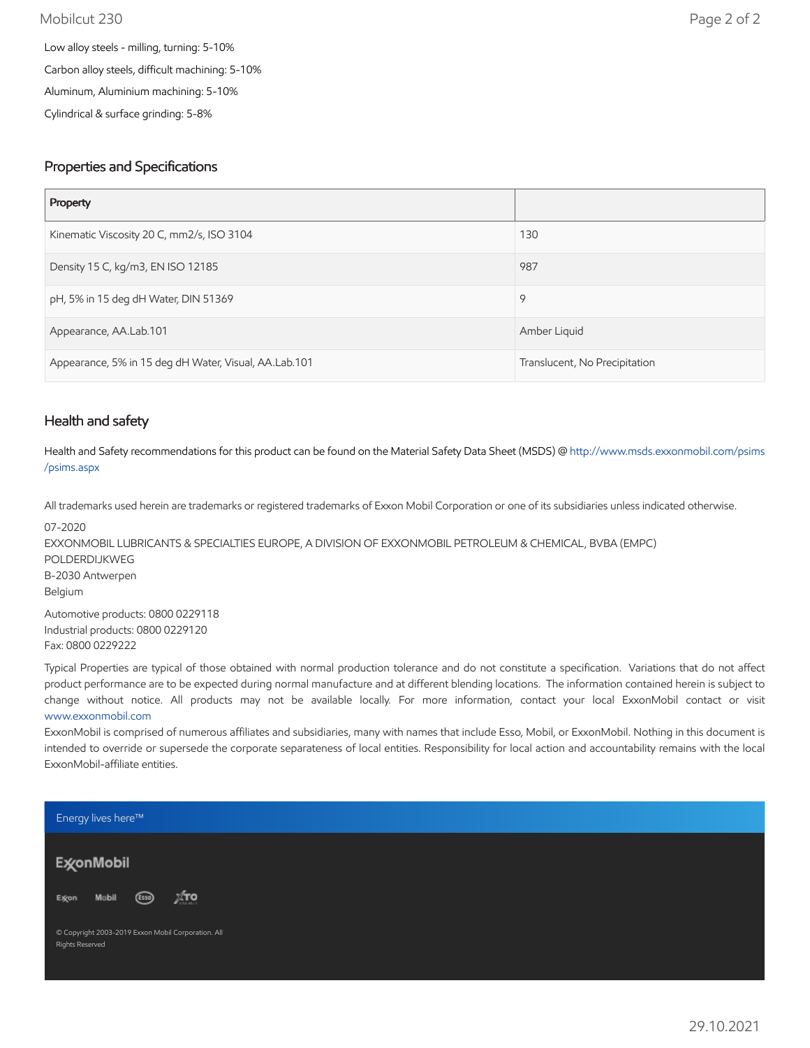Low alloy steels - milling, turning: 5-10%

Carbon alloy steels, difficult machining: 5-10%

Aluminum, Aluminium machining: 5-10%

Cylindrical & surface grinding: 5-8%

## Properties and Specifications

| Property | |
|---|---|
| Kinematic Viscosity 20 C, mm2/s, ISO 3104 | 130 |
| Density 15 C, kg/m3, EN ISO 12185 | 987 |
| pH, 5% in 15 deg dH Water, DIN 51369 | 9 |
| Appearance, AA.Lab.101 | Amber Liquid |
| Appearance, 5% in 15 deg dH Water, Visual, AA.Lab.101 | Translucent, No Precipitation |

## Health and safety

Health and Safety recommendations for this product can be found on the Material Safety Data Sheet (MSDS) @ http://www.msds.exxonmobil.com/psims/psims.aspx

All trademarks used herein are trademarks or registered trademarks of Exxon Mobil Corporation or one of its subsidiaries unless indicated otherwise.

07-2020
EXXONMOBIL LUBRICANTS & SPECIALTIES EUROPE, A DIVISION OF EXXONMOBIL PETROLEUM & CHEMICAL, BVBA (EMPC)
POLDERDIJKWEG
B-2030 Antwerpen
Belgium

Automotive products: 0800 0229118
Industrial products: 0800 0229120
Fax: 0800 0229222

Typical Properties are typical of those obtained with normal production tolerance and do not constitute a specification. Variations that do not affect product performance are to be expected during normal manufacture and at different blending locations. The information contained herein is subject to change without notice. All products may not be available locally. For more information, contact your local ExxonMobil contact or visit www.exxonmobil.com
ExxonMobil is comprised of numerous affiliates and subsidiaries, many with names that include Esso, Mobil, or ExxonMobil. Nothing in this document is intended to override or supersede the corporate separateness of local entities. Responsibility for local action and accountability remains with the local ExxonMobil-affiliate entities.

Energy lives here™

ExxonMobil

Exxon Mobil Esso XTO

© Copyright 2003-2019 Exxon Mobil Corporation. All Rights Reserved

29.10.2021